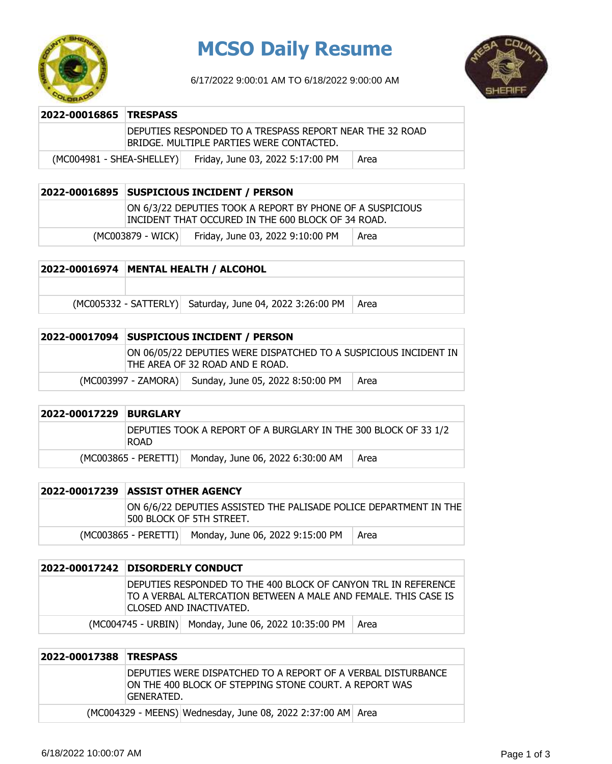# MCSO Daily Resume

6/17/2022 9:00:01 AM TO 6/18/2022 9:00:00 AM

| 2022-00016865 | TRESPASS | |
|---|---|---|
| | DEPUTIES RESPONDED TO A TRESPASS REPORT NEAR THE 32 ROAD BRIDGE. MULTIPLE PARTIES WERE CONTACTED. | |
| (MC004981 - SHEA-SHELLEY) | Friday, June 03, 2022 5:17:00 PM | Area |

| 2022-00016895 | SUSPICIOUS INCIDENT / PERSON | |
|---|---|---|
| | ON 6/3/22 DEPUTIES TOOK A REPORT BY PHONE OF A SUSPICIOUS INCIDENT THAT OCCURED IN THE 600 BLOCK OF 34 ROAD. | |
| (MC003879 - WICK) | Friday, June 03, 2022 9:10:00 PM | Area |

| 2022-00016974 | MENTAL HEALTH / ALCOHOL | |
|---|---|---|
| | | |
| (MC005332 - SATTERLY) | Saturday, June 04, 2022 3:26:00 PM | Area |

| 2022-00017094 | SUSPICIOUS INCIDENT / PERSON | |
|---|---|---|
| | ON 06/05/22 DEPUTIES WERE DISPATCHED TO A SUSPICIOUS INCIDENT IN THE AREA OF 32 ROAD AND E ROAD. | |
| (MC003997 - ZAMORA) | Sunday, June 05, 2022 8:50:00 PM | Area |

| 2022-00017229 | BURGLARY | |
|---|---|---|
| | DEPUTIES TOOK A REPORT OF A BURGLARY IN THE 300 BLOCK OF 33 1/2 ROAD | |
| (MC003865 - PERETTI) | Monday, June 06, 2022 6:30:00 AM | Area |

| 2022-00017239 | ASSIST OTHER AGENCY | |
|---|---|---|
| | ON 6/6/22 DEPUTIES ASSISTED THE PALISADE POLICE DEPARTMENT IN THE 500 BLOCK OF 5TH STREET. | |
| (MC003865 - PERETTI) | Monday, June 06, 2022 9:15:00 PM | Area |

| 2022-00017242 | DISORDERLY CONDUCT | |
|---|---|---|
| | DEPUTIES RESPONDED TO THE 400 BLOCK OF CANYON TRL IN REFERENCE TO A VERBAL ALTERCATION BETWEEN A MALE AND FEMALE. THIS CASE IS CLOSED AND INACTIVATED. | |
| (MC004745 - URBIN) | Monday, June 06, 2022 10:35:00 PM | Area |

| 2022-00017388 | TRESPASS | |
|---|---|---|
| | DEPUTIES WERE DISPATCHED TO A REPORT OF A VERBAL DISTURBANCE ON THE 400 BLOCK OF STEPPING STONE COURT. A REPORT WAS GENERATED. | |
| (MC004329 - MEENS) | Wednesday, June 08, 2022 2:37:00 AM | Area |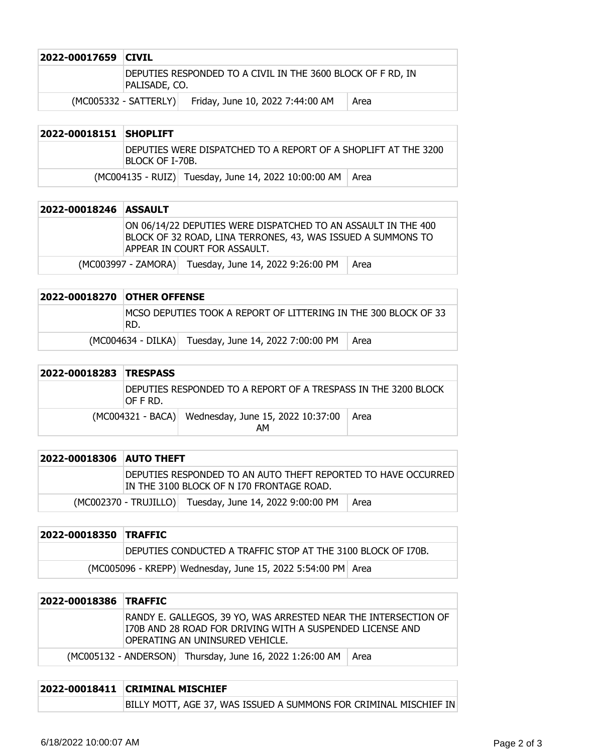| 2022-00017659 | CIVIL | |
|---|---|---|
| | DEPUTIES RESPONDED TO A CIVIL IN THE 3600 BLOCK OF F RD, IN PALISADE, CO. | |
| (MC005332 - SATTERLY) | Friday, June 10, 2022 7:44:00 AM | Area |

| 2022-00018151 | SHOPLIFT | |
|---|---|---|
| | DEPUTIES WERE DISPATCHED TO A REPORT OF A SHOPLIFT AT THE 3200 BLOCK OF I-70B. | |
| (MC004135 - RUIZ) | Tuesday, June 14, 2022 10:00:00 AM | Area |

| 2022-00018246 | ASSAULT | |
|---|---|---|
| | ON 06/14/22 DEPUTIES WERE DISPATCHED TO AN ASSAULT IN THE 400 BLOCK OF 32 ROAD, LINA TERRONES, 43, WAS ISSUED A SUMMONS TO APPEAR IN COURT FOR ASSAULT. | |
| (MC003997 - ZAMORA) | Tuesday, June 14, 2022 9:26:00 PM | Area |

| 2022-00018270 | OTHER OFFENSE | |
|---|---|---|
| | MCSO DEPUTIES TOOK A REPORT OF LITTERING IN THE 300 BLOCK OF 33 RD. | |
| (MC004634 - DILKA) | Tuesday, June 14, 2022 7:00:00 PM | Area |

| 2022-00018283 | TRESPASS | |
|---|---|---|
| | DEPUTIES RESPONDED TO A REPORT OF A TRESPASS IN THE 3200 BLOCK OF F RD. | |
| (MC004321 - BACA) | Wednesday, June 15, 2022 10:37:00 AM | Area |

| 2022-00018306 | AUTO THEFT | |
|---|---|---|
| | DEPUTIES RESPONDED TO AN AUTO THEFT REPORTED TO HAVE OCCURRED IN THE 3100 BLOCK OF N I70 FRONTAGE ROAD. | |
| (MC002370 - TRUJILLO) | Tuesday, June 14, 2022 9:00:00 PM | Area |

| 2022-00018350 | TRAFFIC | |
|---|---|---|
| | DEPUTIES CONDUCTED A TRAFFIC STOP AT THE 3100 BLOCK OF I70B. | |
| (MC005096 - KREPP) | Wednesday, June 15, 2022 5:54:00 PM | Area |

| 2022-00018386 | TRAFFIC | |
|---|---|---|
| | RANDY E. GALLEGOS, 39 YO, WAS ARRESTED NEAR THE INTERSECTION OF I70B AND 28 ROAD FOR DRIVING WITH A SUSPENDED LICENSE AND OPERATING AN UNINSURED VEHICLE. | |
| (MC005132 - ANDERSON) | Thursday, June 16, 2022 1:26:00 AM | Area |

| 2022-00018411 | CRIMINAL MISCHIEF |
|---|---|
| | BILLY MOTT, AGE 37, WAS ISSUED A SUMMONS FOR CRIMINAL MISCHIEF IN |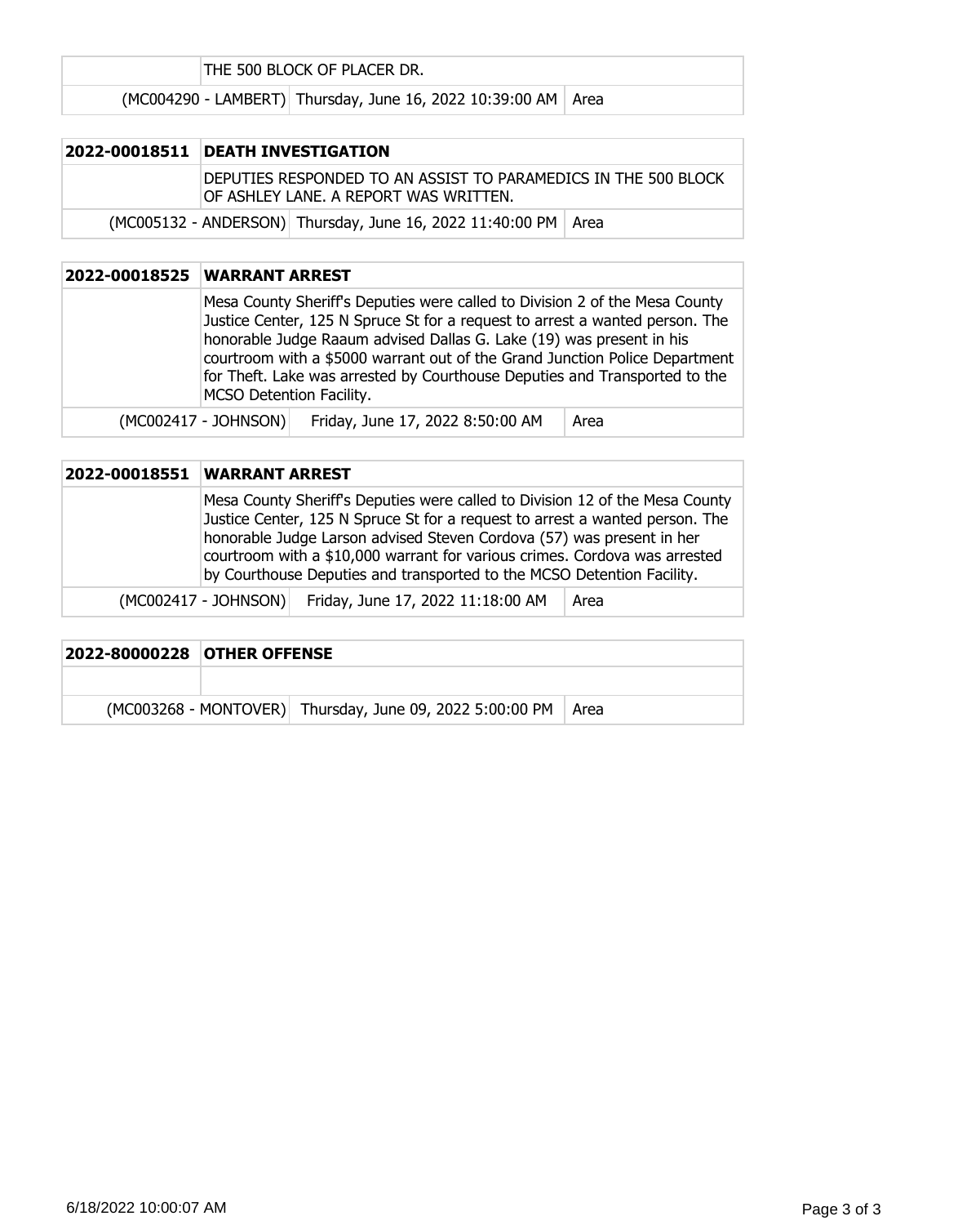| | | | |
|---|---|---|---|
| | THE 500 BLOCK OF PLACER DR. | | |
| (MC004290 - LAMBERT) | Thursday, June 16, 2022 10:39:00 AM | Area | |

| 2022-00018511 | DEATH INVESTIGATION | | |
|---|---|---|---|
| | DEPUTIES RESPONDED TO AN ASSIST TO PARAMEDICS IN THE 500 BLOCK OF ASHLEY LANE. A REPORT WAS WRITTEN. | | |
| (MC005132 - ANDERSON) | Thursday, June 16, 2022 11:40:00 PM | Area | |

| 2022-00018525 | WARRANT ARREST | | |
|---|---|---|---|
| | Mesa County Sheriff's Deputies were called to Division 2 of the Mesa County Justice Center, 125 N Spruce St for a request to arrest a wanted person. The honorable Judge Raaum advised Dallas G. Lake (19) was present in his courtroom with a $5000 warrant out of the Grand Junction Police Department for Theft. Lake was arrested by Courthouse Deputies and Transported to the MCSO Detention Facility. | | |
| (MC002417 - JOHNSON) | Friday, June 17, 2022 8:50:00 AM | Area | |

| 2022-00018551 | WARRANT ARREST | | |
|---|---|---|---|
| | Mesa County Sheriff's Deputies were called to Division 12 of the Mesa County Justice Center, 125 N Spruce St for a request to arrest a wanted person. The honorable Judge Larson advised Steven Cordova (57) was present in her courtroom with a $10,000 warrant for various crimes. Cordova was arrested by Courthouse Deputies and transported to the MCSO Detention Facility. | | |
| (MC002417 - JOHNSON) | Friday, June 17, 2022 11:18:00 AM | Area | |

| 2022-80000228 | OTHER OFFENSE | | |
|---|---|---|---|
| | | | |
| (MC003268 - MONTOVER) | Thursday, June 09, 2022 5:00:00 PM | Area | |

6/18/2022 10:00:07 AM